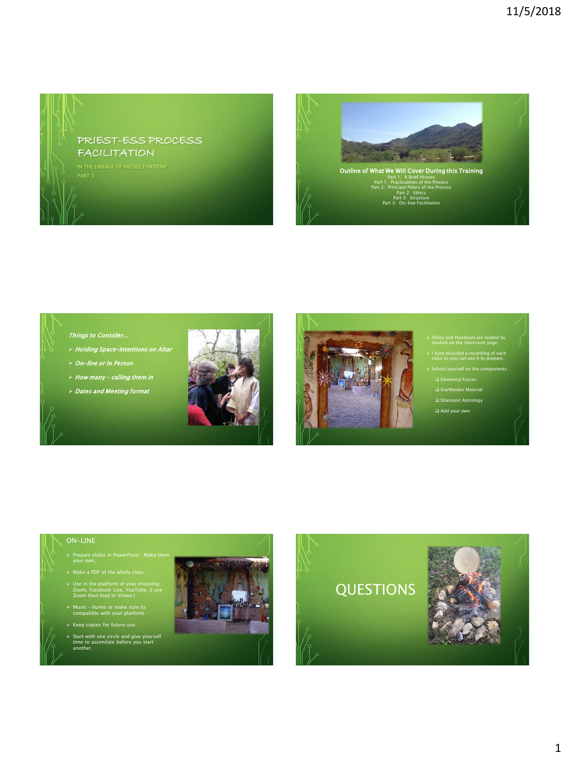# PRIEST-ESS PROCESS FACILITATION

IN THE LINEAGE OF NICOLE CHRISTINE

PART 3

---

**Outline of What We Will Cover During this Training**

Part 1: A Brief History
Part 1: Practicalities of the Process
Part 2: Principal Pillars of the Process
Part 2: Ethics
Part 3: Structure
Part 3: On-line Facilitation

---

***Things to Consider…***

- ***Holding Space-Intentions on Altar***
- ***On-line or In Person***
- ***How many – calling them in***
- ***Dates and Meeting format***

---

- Slides and Handouts are loaded by module on the classroom page.
- I have included a recording of each class so you can use it to prepare.
- School yourself on the components:
  - Elemental Forces
  - StarMaiden Material
  - Shamanic Astrology
  - Add your own

---

## ON-LINE

- Prepare slides in PowerPoint: Make them your own,
- Make a PDF of the whole class.
- Use in the platform of your choosing: Zoom, Facebook Live, YouTube. (I use Zoom then load in Vimeo.)
- Music – Itunes or make sure its compatible with your platform
- Keep copies for future use.
- Start with one circle and give yourself time to assimilate before you start another.

---

# QUESTIONS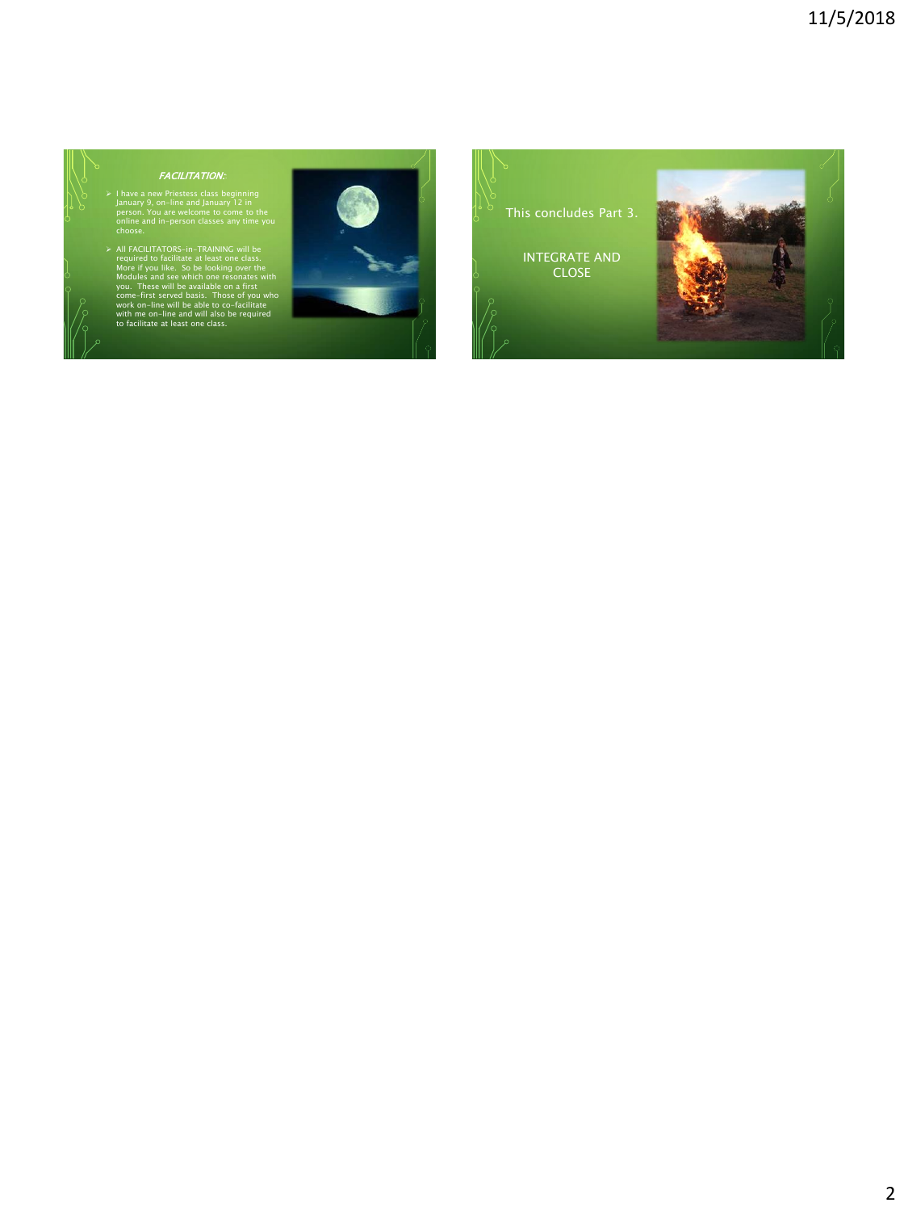### *FACILITATION:*

- I have a new Priestess class beginning January 9, on-line and January 12 in person. You are welcome to come to the online and in-person classes any time you choose.
- All FACILITATORS-in-TRAINING will be required to facilitate at least one class. More if you like. So be looking over the Modules and see which one resonates with you. These will be available on a first come-first served basis. Those of you who work on-line will be able to co-facilitate with me on-line and will also be required to facilitate at least one class.

This concludes Part 3.

INTEGRATE AND CLOSE